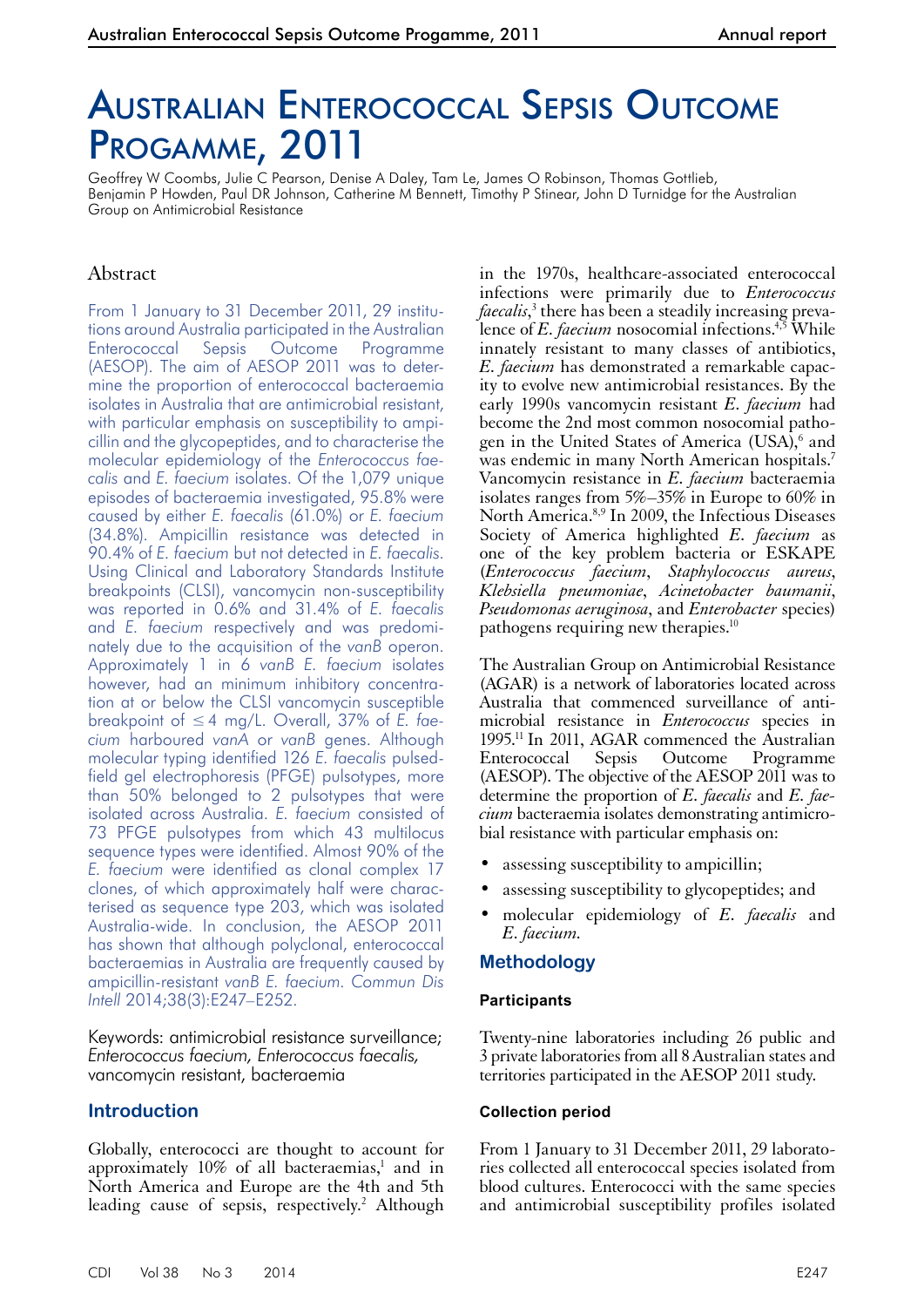# Australian Enterococcal Sepsis Outcome Progamme, 2011

Geoffrey W Coombs, Julie C Pearson, Denise A Daley, Tam Le, James O Robinson, Thomas Gottlieb, Benjamin P Howden, Paul DR Johnson, Catherine M Bennett, Timothy P Stinear, John D Turnidge for the Australian Group on Antimicrobial Resistance

## Abstract

From 1 January to 31 December 2011, 29 institutions around Australia participated in the Australian Enterococcal Sepsis Outcome Programme (AESOP). The aim of AESOP 2011 was to determine the proportion of enterococcal bacteraemia isolates in Australia that are antimicrobial resistant, with particular emphasis on susceptibility to ampicillin and the glycopeptides, and to characterise the molecular epidemiology of the *Enterococcus faecalis* and *E. faecium* isolates. Of the 1,079 unique episodes of bacteraemia investigated, 95.8% were caused by either *E. faecalis* (61.0%) or *E. faecium* (34.8%). Ampicillin resistance was detected in 90.4% of *E. faecium* but not detected in *E. faecalis*. Using Clinical and Laboratory Standards Institute (CLSI) breakpoints, vancomycin non-susceptibility was reported in 0.6% and 31.4% of *E. faecalis* and *E. faecium* respectively and was predominately due to the acquisition of the *vanB* operon. Approximately 1 in 6 *vanB E. faecium* isolates however, had an minimum inhibitory concentration at or below the CLSI vancomycin susceptible breakpoint of ≤ 4 mg/L. Overall, 37% of *E. faecium* harboured *vanA* or *vanB* genes. Although molecular typing identified 126 *E. faecalis* pulsed-field gel electrophoresis (PFGE) pulsotypes, more than 50% belonged to 2 pulsotypes that were isolated across Australia. *E. faecium* consisted of 73 PFGE pulsotypes from which 43 multilocus sequence types were identified. Almost 90% of the *E. faecium* were identified as clonal complex 17 clones, of which approximately half were characterised as sequence type 203, which was isolated Australia-wide. In conclusion, the AESOP 2011 has shown that although polyclonal, enterococcal bacteraemias in Australia are frequently caused by ampicillin-resistant *vanB E. faecium*. *Commun Dis Intell* 2014;38(3):E247–E252.

Keywords: antimicrobial resistance surveillance; *Enterococcus faecium, Enterococcus faecalis*, vancomycin resistant, bacteraemia

## Introduction

Globally, enterococci are thought to account for approximately 10% of all bacteraemias,[1] and in North America and Europe are the 4th and 5th leading cause of sepsis, respectively.[2] Although in the 1970s, healthcare-associated enterococcal infections were primarily due to *Enterococcus faecalis*,[3] there has been a steadily increasing prevalence of *E. faecium* nosocomial infections.[4,5] While innately resistant to many classes of antibiotics, *E. faecium* has demonstrated a remarkable capacity to evolve new antimicrobial resistances. By the early 1990s vancomycin resistant *E. faecium* had become the 2nd most common nosocomial pathogen in the United States of America (USA),[6] and was endemic in many North American hospitals.[7] Vancomycin resistance in *E. faecium* bacteraemia isolates ranges from 5%–35% in Europe to 60% in North America.[8,9] In 2009, the Infectious Diseases Society of America highlighted *E. faecium* as one of the key problem bacteria or ESKAPE (*Enterococcus faecium*, *Staphylococcus aureus*, *Klebsiella pneumoniae*, *Acinetobacter baumanii*, *Pseudomonas aeruginosa*, and *Enterobacter* species) pathogens requiring new therapies.[10]

The Australian Group on Antimicrobial Resistance (AGAR) is a network of laboratories located across Australia that commenced surveillance of antimicrobial resistance in *Enterococcus* species in 1995.[11] In 2011, AGAR commenced the Australian Enterococcal Sepsis Outcome Programme (AESOP). The objective of the AESOP 2011 was to determine the proportion of *E. faecalis* and *E. faecium* bacteraemia isolates demonstrating antimicrobial resistance with particular emphasis on:

- assessing susceptibility to ampicillin;
- assessing susceptibility to glycopeptides; and
- molecular epidemiology of *E. faecalis* and *E. faecium*.

## Methodology

### Participants

Twenty-nine laboratories including 26 public and 3 private laboratories from all 8 Australian states and territories participated in the AESOP 2011 study.

### Collection period

From 1 January to 31 December 2011, 29 laboratories collected all enterococcal species isolated from blood cultures. Enterococci with the same species and antimicrobial susceptibility profiles isolated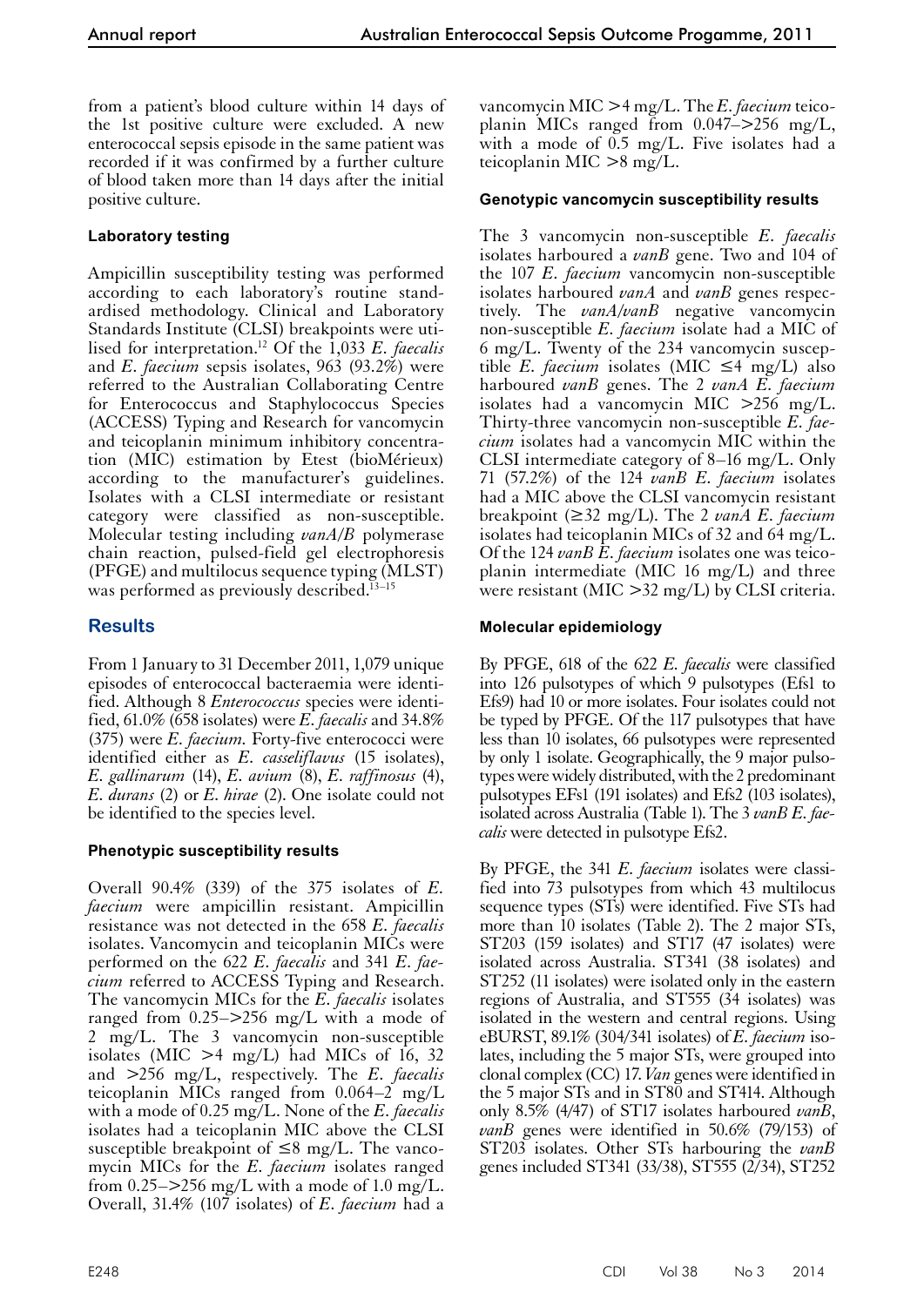from a patient's blood culture within 14 days of the 1st positive culture were excluded. A new enterococcal sepsis episode in the same patient was recorded if it was confirmed by a further culture of blood taken more than 14 days after the initial positive culture.

### Laboratory testing

Ampicillin susceptibility testing was performed according to each laboratory's routine standardised methodology. Clinical and Laboratory Standards Institute (CLSI) breakpoints were utilised for interpretation.[12] Of the 1,033 *E. faecalis* and *E. faecium* sepsis isolates, 963 (93.2%) were referred to the Australian Collaborating Centre for Enterococcus and Staphylococcus Species (ACCESS) Typing and Research for vancomycin and teicoplanin minimum inhibitory concentration (MIC) estimation by Etest (bioMérieux) according to the manufacturer's guidelines. Isolates with a CLSI intermediate or resistant category were classified as non-susceptible. Molecular testing including *vanA/B* polymerase chain reaction, pulsed-field gel electrophoresis (PFGE) and multilocus sequence typing (MLST) was performed as previously described.[13–15]

## Results

From 1 January to 31 December 2011, 1,079 unique episodes of enterococcal bacteraemia were identified. Although 8 *Enterococcus* species were identified, 61.0% (658 isolates) were *E. faecalis* and 34.8% (375) were *E. faecium*. Forty-five enterococci were identified either as *E. casseliflavus* (15 isolates), *E. gallinarum* (14), *E. avium* (8), *E. raffinosus* (4), *E. durans* (2) or *E. hirae* (2). One isolate could not be identified to the species level.

### Phenotypic susceptibility results

Overall 90.4% (339) of the 375 isolates of *E. faecium* were ampicillin resistant. Ampicillin resistance was not detected in the 658 *E. faecalis* isolates. Vancomycin and teicoplanin MICs were performed on the 622 *E. faecalis* and 341 *E. faecium* referred to ACCESS Typing and Research. The vancomycin MICs for the *E. faecalis* isolates ranged from 0.25–>256 mg/L with a mode of 2 mg/L. The 3 vancomycin non-susceptible isolates (MIC >4 mg/L) had MICs of 16, 32 and >256 mg/L, respectively. The *E. faecalis* teicoplanin MICs ranged from 0.064–2 mg/L with a mode of 0.25 mg/L. None of the *E. faecalis* isolates had a teicoplanin MIC above the CLSI susceptible breakpoint of ≤8 mg/L. The vancomycin MICs for the *E. faecium* isolates ranged from 0.25–>256 mg/L with a mode of 1.0 mg/L. Overall, 31.4% (107 isolates) of *E. faecium* had a vancomycin MIC >4 mg/L. The *E. faecium* teicoplanin MICs ranged from 0.047–>256 mg/L, with a mode of 0.5 mg/L. Five isolates had a teicoplanin MIC >8 mg/L.

### Genotypic vancomycin susceptibility results

The 3 vancomycin non-susceptible *E. faecalis* isolates harboured a *vanB* gene. Two and 104 of the 107 *E. faecium* vancomycin non-susceptible isolates harboured *vanA* and *vanB* genes respectively. The *vanA/vanB* negative vancomycin non-susceptible *E. faecium* isolate had a MIC of 6 mg/L. Twenty of the 234 vancomycin susceptible *E. faecium* isolates (MIC ≤4 mg/L) also harboured *vanB* genes. The 2 *vanA E. faecium* isolates had a vancomycin MIC >256 mg/L. Thirty-three vancomycin non-susceptible *E. faecium* isolates had a vancomycin MIC within the CLSI intermediate category of 8–16 mg/L. Only 71 (57.2%) of the 124 *vanB E. faecium* isolates had a MIC above the CLSI vancomycin resistant breakpoint (≥32 mg/L). The 2 *vanA E. faecium* isolates had teicoplanin MICs of 32 and 64 mg/L. Of the 124 *vanB E. faecium* isolates one was teicoplanin intermediate (MIC 16 mg/L) and three were resistant (MIC >32 mg/L) by CLSI criteria.

### Molecular epidemiology

By PFGE, 618 of the 622 *E. faecalis* were classified into 126 pulsotypes of which 9 pulsotypes (Efs1 to Efs9) had 10 or more isolates. Four isolates could not be typed by PFGE. Of the 117 pulsotypes that have less than 10 isolates, 66 pulsotypes were represented by only 1 isolate. Geographically, the 9 major pulsotypes were widely distributed, with the 2 predominant pulsotypes EFs1 (191 isolates) and Efs2 (103 isolates), isolated across Australia (Table 1). The 3 *vanB E. faecalis* were detected in pulsotype Efs2.

By PFGE, the 341 *E. faecium* isolates were classified into 73 pulsotypes from which 43 multilocus sequence types (STs) were identified. Five STs had more than 10 isolates (Table 2). The 2 major STs, ST203 (159 isolates) and ST17 (47 isolates) were isolated across Australia. ST341 (38 isolates) and ST252 (11 isolates) were isolated only in the eastern regions of Australia, and ST555 (34 isolates) was isolated in the western and central regions. Using eBURST, 89.1% (304/341 isolates) of *E. faecium* isolates, including the 5 major STs, were grouped into clonal complex (CC) 17. *Van* genes were identified in the 5 major STs and in ST80 and ST414. Although only 8.5% (4/47) of ST17 isolates harboured *vanB*, *vanB* genes were identified in 50.6% (79/153) of ST203 isolates. Other STs harbouring the *vanB* genes included ST341 (33/38), ST555 (2/34), ST252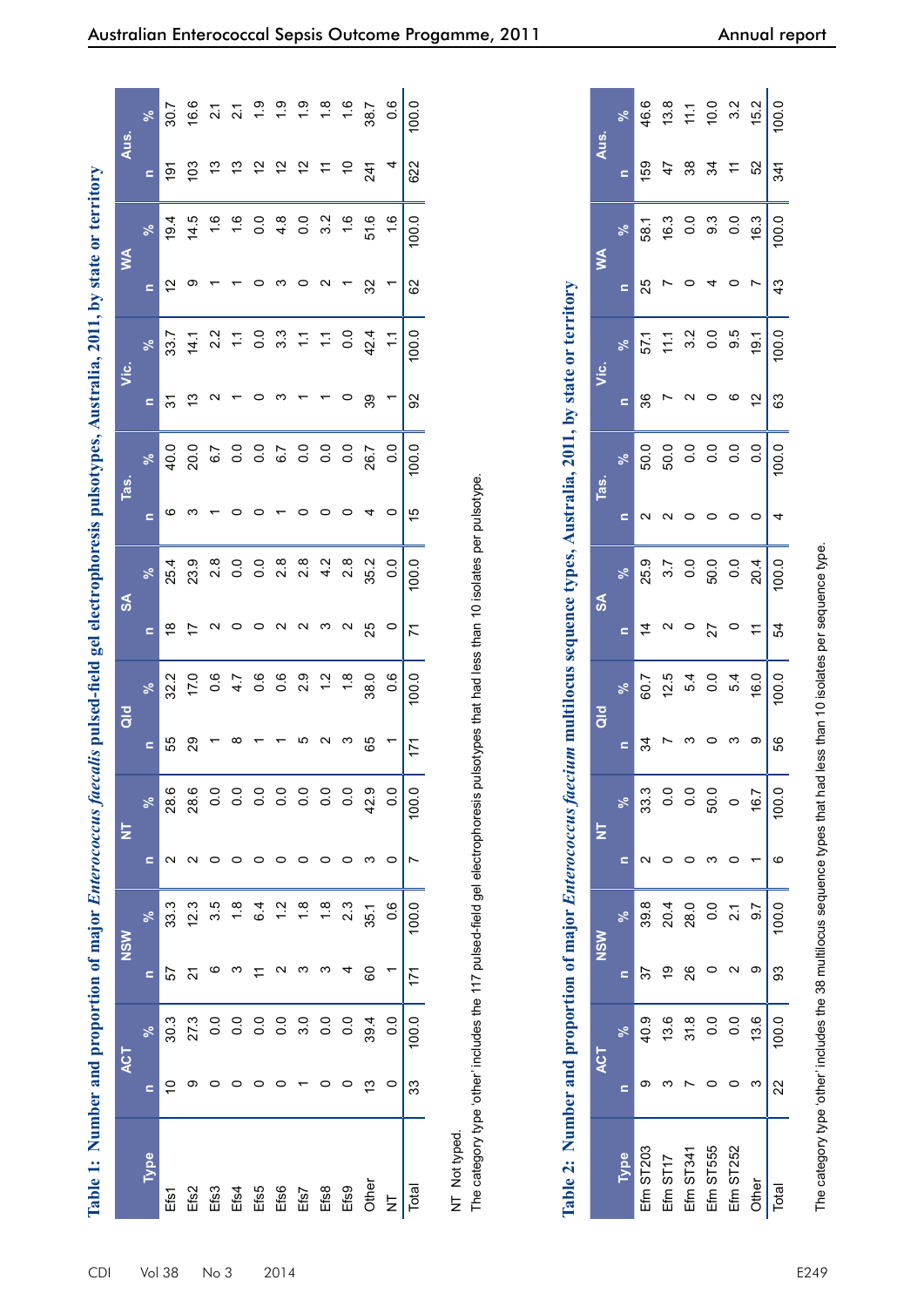## Table 1: Number and proportion of major *Enterococcus faecalis* pulsed-field gel electrophoresis pulsotypes, Australia, 2011, by state or territory

| Type | ACT | | NSW | | NT | | Qld | | SA | | Tas. | | Vic. | | WA | | Aus. | |
|---|---|---|---|---|---|---|---|---|---|---|---|---|---|---|---|---|---|---|
| | n | % | n | % | n | % | n | % | n | % | n | % | n | % | n | % | n | % |
| Efs1 | 10 | 30.3 | 57 | 33.3 | 2 | 28.6 | 55 | 32.2 | 18 | 25.4 | 6 | 40.0 | 31 | 33.7 | 12 | 19.4 | 191 | 30.7 |
| Efs2 | 9 | 27.3 | 21 | 12.3 | 2 | 28.6 | 29 | 17.0 | 17 | 23.9 | 3 | 20.0 | 13 | 14.1 | 9 | 14.5 | 103 | 16.6 |
| Efs3 | 0 | 0.0 | 6 | 3.5 | 0 | 0.0 | 1 | 0.6 | 2 | 2.8 | 1 | 6.7 | 2 | 2.2 | 1 | 1.6 | 13 | 2.1 |
| Efs4 | 0 | 0.0 | 3 | 1.8 | 0 | 0.0 | 8 | 4.7 | 0 | 0.0 | 0 | 0.0 | 1 | 1.1 | 1 | 1.6 | 13 | 2.1 |
| Efs5 | 0 | 0.0 | 11 | 6.4 | 0 | 0.0 | 1 | 0.6 | 0 | 0.0 | 0 | 0.0 | 0 | 0.0 | 0 | 0.0 | 12 | 1.9 |
| Efs6 | 0 | 0.0 | 2 | 1.2 | 0 | 0.0 | 1 | 0.6 | 2 | 2.8 | 1 | 6.7 | 3 | 3.3 | 3 | 4.8 | 12 | 1.9 |
| Efs7 | 1 | 3.0 | 3 | 1.8 | 0 | 0.0 | 5 | 2.9 | 2 | 2.8 | 0 | 0.0 | 1 | 1.1 | 0 | 0.0 | 12 | 1.9 |
| Efs8 | 0 | 0.0 | 3 | 1.8 | 0 | 0.0 | 2 | 1.2 | 3 | 4.2 | 0 | 0.0 | 1 | 1.1 | 2 | 3.2 | 11 | 1.8 |
| Efs9 | 0 | 0.0 | 4 | 2.3 | 0 | 0.0 | 3 | 1.8 | 2 | 2.8 | 0 | 0.0 | 0 | 0.0 | 1 | 1.6 | 10 | 1.6 |
| Other | 13 | 39.4 | 60 | 35.1 | 3 | 42.9 | 65 | 38.0 | 25 | 35.2 | 4 | 26.7 | 39 | 42.4 | 32 | 51.6 | 241 | 38.7 |
| NT | 0 | 0.0 | 1 | 0.6 | 0 | 0.0 | 1 | 0.6 | 0 | 0.0 | 0 | 0.0 | 1 | 1.1 | 1 | 1.6 | 4 | 0.6 |
| Total | 33 | 100.0 | 171 | 100.0 | 7 | 100.0 | 171 | 100.0 | 71 | 100.0 | 15 | 100.0 | 92 | 100.0 | 62 | 100.0 | 622 | 100.0 |

NT Not typed.

The category type 'other' includes the 117 pulsed-field gel electrophoresis pulsotypes that had less than 10 isolates per pulsotype.

## Table 2: Number and proportion of major *Enterococcus faecium* multilocus sequence types, Australia, 2011, by state or territory

| Type | ACT | | NSW | | NT | | Qld | | SA | | Tas. | | Vic. | | WA | | Aus. | |
|---|---|---|---|---|---|---|---|---|---|---|---|---|---|---|---|---|---|---|
| | n | % | n | % | n | % | n | % | n | % | n | % | n | % | n | % | n | % |
| Efm ST203 | 9 | 40.9 | 37 | 39.8 | 2 | 33.3 | 34 | 60.7 | 14 | 25.9 | 2 | 50.0 | 36 | 57.1 | 25 | 58.1 | 159 | 46.6 |
| Efm ST17 | 3 | 13.6 | 19 | 20.4 | 0 | 0.0 | 7 | 12.5 | 2 | 3.7 | 2 | 50.0 | 7 | 11.1 | 7 | 16.3 | 47 | 13.8 |
| Efm ST341 | 7 | 31.8 | 26 | 28.0 | 0 | 0.0 | 3 | 5.4 | 0 | 0.0 | 0 | 0.0 | 2 | 3.2 | 0 | 0.0 | 38 | 11.1 |
| Efm ST555 | 0 | 0.0 | 0 | 0.0 | 3 | 50.0 | 0 | 0.0 | 27 | 50.0 | 0 | 0.0 | 0 | 0.0 | 4 | 9.3 | 34 | 10.0 |
| Efm ST252 | 0 | 0.0 | 2 | 2.1 | 0 | 0 | 3 | 5.4 | 0 | 0.0 | 0 | 0.0 | 6 | 9.5 | 0 | 0.0 | 11 | 3.2 |
| Other | 3 | 13.6 | 9 | 9.7 | 1 | 16.7 | 9 | 16.0 | 11 | 20.4 | 0 | 0.0 | 12 | 19.1 | 7 | 16.3 | 52 | 15.2 |
| Total | 22 | 100.0 | 93 | 100.0 | 6 | 100.0 | 56 | 100.0 | 54 | 100.0 | 4 | 100.0 | 63 | 100.0 | 43 | 100.0 | 341 | 100.0 |

The category type 'other' includes the 38 multilocus sequence types that had less than 10 isolates per sequence type.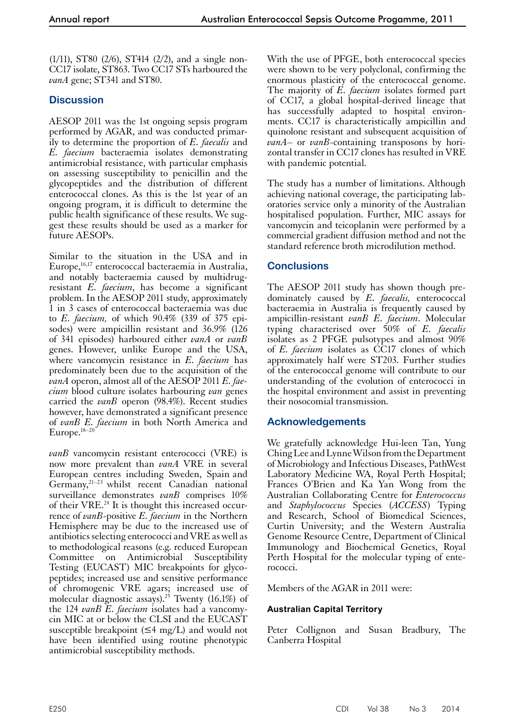(1/11), ST80 (2/6), ST414 (2/2), and a single non-CC17 isolate, ST863. Two CC17 STs harboured the *vanA* gene; ST341 and ST80.

## Discussion

AESOP 2011 was the 1st ongoing sepsis program performed by AGAR, and was conducted primarily to determine the proportion of *E. faecalis* and *E. faecium* bacteraemia isolates demonstrating antimicrobial resistance, with particular emphasis on assessing susceptibility to penicillin and the glycopeptides and the distribution of different enterococcal clones. As this is the 1st year of an ongoing program, it is difficult to determine the public health significance of these results. We suggest these results should be used as a marker for future AESOPs.

Similar to the situation in the USA and in Europe,[16,17] enterococcal bacteraemia in Australia, and notably bacteraemia caused by multidrug-resistant *E. faecium*, has become a significant problem. In the AESOP 2011 study, approximately 1 in 3 cases of enterococcal bacteraemia was due to *E. faecium,* of which 90.4% (339 of 375 episodes) were ampicillin resistant and 36.9% (126 of 341 episodes) harboured either *vanA* or *vanB* genes. However, unlike Europe and the USA, where vancomycin resistance in *E. faecium* has predominately been due to the acquisition of the *vanA* operon, almost all of the AESOP 2011 *E. faecium* blood culture isolates harbouring *van* genes carried the *vanB* operon (98.4%). Recent studies however, have demonstrated a significant presence of *vanB E. faecium* in both North America and Europe.[18–20]

*vanB* vancomycin resistant enterococci (VRE) is now more prevalent than *vanA* VRE in several European centres including Sweden, Spain and Germany,[21–23] whilst recent Canadian national surveillance demonstrates *vanB* comprises 10% of their VRE.[24] It is thought this increased occurrence of *vanB*-positive *E. faecium* in the Northern Hemisphere may be due to the increased use of antibiotics selecting enterococci and VRE as well as to methodological reasons (e.g. reduced European Committee on Antimicrobial Susceptibility Testing (EUCAST) MIC breakpoints for glycopeptides; increased use and sensitive performance of chromogenic VRE agars; increased use of molecular diagnostic assays).[25] Twenty (16.1%) of the 124 *vanB E. faecium* isolates had a vancomycin MIC at or below the CLSI and the EUCAST susceptible breakpoint (≤4 mg/L) and would not have been identified using routine phenotypic antimicrobial susceptibility methods.

With the use of PFGE, both enterococcal species were shown to be very polyclonal, confirming the enormous plasticity of the enterococcal genome. The majority of *E. faecium* isolates formed part of CC17, a global hospital-derived lineage that has successfully adapted to hospital environments. CC17 is characteristically ampicillin and quinolone resistant and subsequent acquisition of *vanA*– or *vanB*-containing transposons by horizontal transfer in CC17 clones has resulted in VRE with pandemic potential.

The study has a number of limitations. Although achieving national coverage, the participating laboratories service only a minority of the Australian hospitalised population. Further, MIC assays for vancomycin and teicoplanin were performed by a commercial gradient diffusion method and not the standard reference broth microdilution method.

## Conclusions

The AESOP 2011 study has shown though predominately caused by *E. faecalis,* enterococcal bacteraemia in Australia is frequently caused by ampicillin-resistant *vanB E. faecium*. Molecular typing characterised over 50% of *E. faecalis* isolates as 2 PFGE pulsotypes and almost 90% of *E. faecium* isolates as CC17 clones of which approximately half were ST203. Further studies of the enterococcal genome will contribute to our understanding of the evolution of enterococci in the hospital environment and assist in preventing their nosocomial transmission.

## Acknowledgements

We gratefully acknowledge Hui-leen Tan, Yung Ching Lee and Lynne Wilson from the Department of Microbiology and Infectious Diseases, PathWest Laboratory Medicine WA, Royal Perth Hospital; Frances O'Brien and Ka Yan Wong from the Australian Collaborating Centre for *Enterococcus* and *Staphylococcus* Species (*ACCESS*) Typing and Research, School of Biomedical Sciences, Curtin University; and the Western Australia Genome Resource Centre, Department of Clinical Immunology and Biochemical Genetics, Royal Perth Hospital for the molecular typing of enterococci.

Members of the AGAR in 2011 were:

#### Australian Capital Territory

Peter Collignon and Susan Bradbury, The Canberra Hospital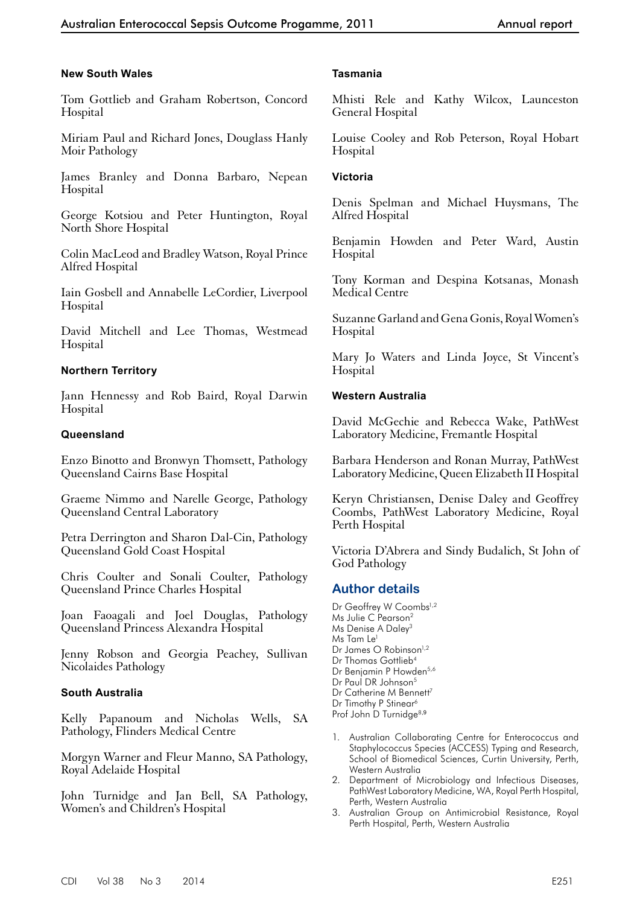**New South Wales**

Tom Gottlieb and Graham Robertson, Concord Hospital

Miriam Paul and Richard Jones, Douglass Hanly Moir Pathology

James Branley and Donna Barbaro, Nepean Hospital

George Kotsiou and Peter Huntington, Royal North Shore Hospital

Colin MacLeod and Bradley Watson, Royal Prince Alfred Hospital

Iain Gosbell and Annabelle LeCordier, Liverpool Hospital

David Mitchell and Lee Thomas, Westmead Hospital

**Northern Territory**

Jann Hennessy and Rob Baird, Royal Darwin Hospital

**Queensland**

Enzo Binotto and Bronwyn Thomsett, Pathology Queensland Cairns Base Hospital

Graeme Nimmo and Narelle George, Pathology Queensland Central Laboratory

Petra Derrington and Sharon Dal-Cin, Pathology Queensland Gold Coast Hospital

Chris Coulter and Sonali Coulter, Pathology Queensland Prince Charles Hospital

Joan Faoagali and Joel Douglas, Pathology Queensland Princess Alexandra Hospital

Jenny Robson and Georgia Peachey, Sullivan Nicolaides Pathology

**South Australia**

Kelly Papanoum and Nicholas Wells, SA Pathology, Flinders Medical Centre

Morgyn Warner and Fleur Manno, SA Pathology, Royal Adelaide Hospital

John Turnidge and Jan Bell, SA Pathology, Women's and Children's Hospital

**Tasmania**

Mhisti Rele and Kathy Wilcox, Launceston General Hospital

Louise Cooley and Rob Peterson, Royal Hobart Hospital

**Victoria**

Denis Spelman and Michael Huysmans, The Alfred Hospital

Benjamin Howden and Peter Ward, Austin Hospital

Tony Korman and Despina Kotsanas, Monash Medical Centre

Suzanne Garland and Gena Gonis, Royal Women's Hospital

Mary Jo Waters and Linda Joyce, St Vincent's Hospital

**Western Australia**

David McGechie and Rebecca Wake, PathWest Laboratory Medicine, Fremantle Hospital

Barbara Henderson and Ronan Murray, PathWest Laboratory Medicine, Queen Elizabeth II Hospital

Keryn Christiansen, Denise Daley and Geoffrey Coombs, PathWest Laboratory Medicine, Royal Perth Hospital

Victoria D'Abrera and Sindy Budalich, St John of God Pathology

## Author details

Dr Geoffrey W Coombs[1,2]
Ms Julie C Pearson[2]
Ms Denise A Daley[3]
Ms Tam Le[1]
Dr James O Robinson[1,2]
Dr Thomas Gottlieb[4]
Dr Benjamin P Howden[5,6]
Dr Paul DR Johnson[5]
Dr Catherine M Bennett[7]
Dr Timothy P Stinear[6]
Prof John D Turnidge[8,9]

1. Australian Collaborating Centre for Enterococcus and Staphylococcus Species (ACCESS) Typing and Research, School of Biomedical Sciences, Curtin University, Perth, Western Australia
2. Department of Microbiology and Infectious Diseases, PathWest Laboratory Medicine, WA, Royal Perth Hospital, Perth, Western Australia
3. Australian Group on Antimicrobial Resistance, Royal Perth Hospital, Perth, Western Australia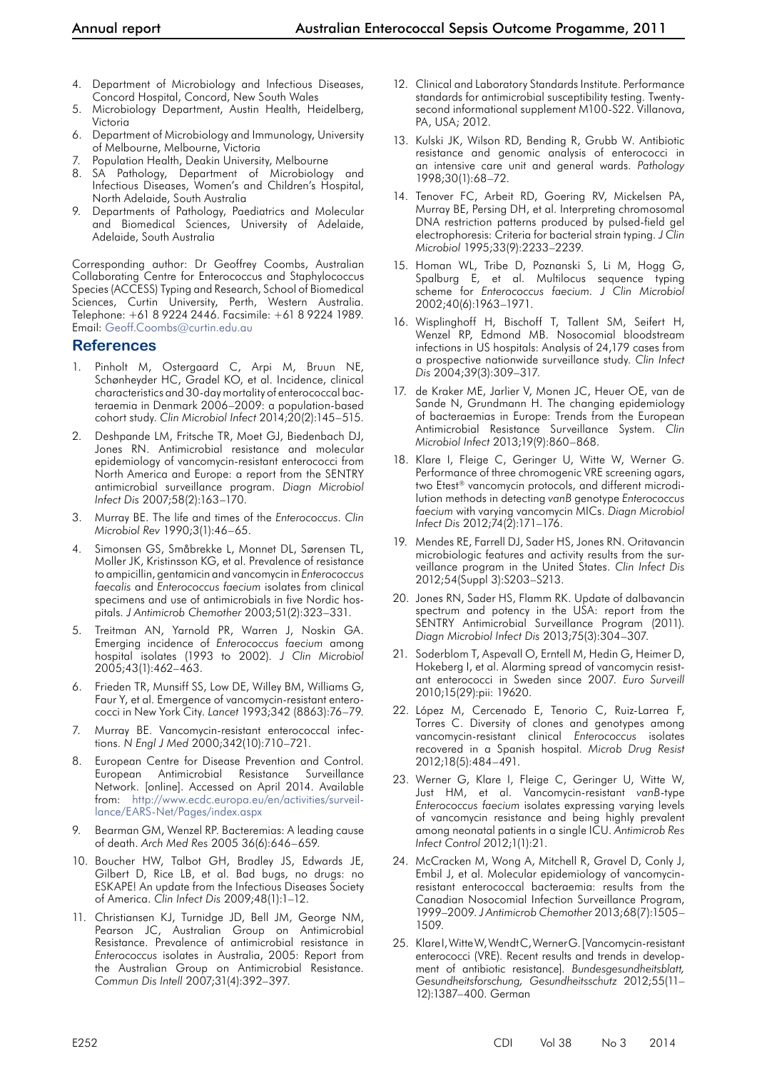4. Department of Microbiology and Infectious Diseases, Concord Hospital, Concord, New South Wales
5. Microbiology Department, Austin Health, Heidelberg, Victoria
6. Department of Microbiology and Immunology, University of Melbourne, Melbourne, Victoria
7. Population Health, Deakin University, Melbourne
8. SA Pathology, Department of Microbiology and Infectious Diseases, Women's and Children's Hospital, North Adelaide, South Australia
9. Departments of Pathology, Paediatrics and Molecular and Biomedical Sciences, University of Adelaide, Adelaide, South Australia

Corresponding author: Dr Geoffrey Coombs, Australian Collaborating Centre for Enterococcus and Staphylococcus Species (ACCESS) Typing and Research, School of Biomedical Sciences, Curtin University, Perth, Western Australia. Telephone: +61 8 9224 2446. Facsimile: +61 8 9224 1989. Email: Geoff.Coombs@curtin.edu.au

## References

1. Pinholt M, Ostergaard C, Arpi M, Bruun NE, Schønheyder HC, Gradel KO, et al. Incidence, clinical characteristics and 30-day mortality of enterococcal bacteraemia in Denmark 2006–2009: a population-based cohort study. *Clin Microbiol Infect* 2014;20(2):145–515.
2. Deshpande LM, Fritsche TR, Moet GJ, Biedenbach DJ, Jones RN. Antimicrobial resistance and molecular epidemiology of vancomycin-resistant enterococci from North America and Europe: a report from the SENTRY antimicrobial surveillance program. *Diagn Microbiol Infect Dis* 2007;58(2):163–170.
3. Murray BE. The life and times of the *Enterococcus*. *Clin Microbiol Rev* 1990;3(1):46–65.
4. Simonsen GS, Småbrekke L, Monnet DL, Sørensen TL, Moller JK, Kristinsson KG, et al. Prevalence of resistance to ampicillin, gentamicin and vancomycin in *Enterococcus faecalis* and *Enterococcus faecium* isolates from clinical specimens and use of antimicrobials in five Nordic hospitals. *J Antimicrob Chemother* 2003;51(2):323–331.
5. Treitman AN, Yarnold PR, Warren J, Noskin GA. Emerging incidence of *Enterococcus faecium* among hospital isolates (1993 to 2002). *J Clin Microbiol* 2005;43(1):462–463.
6. Frieden TR, Munsiff SS, Low DE, Willey BM, Williams G, Faur Y, et al. Emergence of vancomycin-resistant enterococci in New York City. *Lancet* 1993;342 (8863):76–79.
7. Murray BE. Vancomycin-resistant enterococcal infections. *N Engl J Med* 2000;342(10):710–721.
8. European Centre for Disease Prevention and Control. European Antimicrobial Resistance Surveillance Network. [online]. Accessed on April 2014. Available from: http://www.ecdc.europa.eu/en/activities/surveillance/EARS-Net/Pages/index.aspx
9. Bearman GM, Wenzel RP. Bacteremias: A leading cause of death. *Arch Med Res* 2005 36(6):646–659.
10. Boucher HW, Talbot GH, Bradley JS, Edwards JE, Gilbert D, Rice LB, et al. Bad bugs, no drugs: no ESKAPE! An update from the Infectious Diseases Society of America. *Clin Infect Dis* 2009;48(1):1–12.
11. Christiansen KJ, Turnidge JD, Bell JM, George NM, Pearson JC, Australian Group on Antimicrobial Resistance. Prevalence of antimicrobial resistance in *Enterococcus* isolates in Australia, 2005: Report from the Australian Group on Antimicrobial Resistance. *Commun Dis Intell* 2007;31(4):392–397.
12. Clinical and Laboratory Standards Institute. Performance standards for antimicrobial susceptibility testing. Twenty-second informational supplement M100-S22. Villanova, PA, USA; 2012.
13. Kulski JK, Wilson RD, Bending R, Grubb W. Antibiotic resistance and genomic analysis of enterococci in an intensive care unit and general wards. *Pathology* 1998;30(1):68–72.
14. Tenover FC, Arbeit RD, Goering RV, Mickelsen PA, Murray BE, Persing DH, et al. Interpreting chromosomal DNA restriction patterns produced by pulsed-field gel electrophoresis: Criteria for bacterial strain typing. *J Clin Microbiol* 1995;33(9):2233–2239.
15. Homan WL, Tribe D, Poznanski S, Li M, Hogg G, Spalburg E, et al. Multilocus sequence typing scheme for *Enterococcus faecium*. *J Clin Microbiol* 2002;40(6):1963–1971.
16. Wisplinghoff H, Bischoff T, Tallent SM, Seifert H, Wenzel RP, Edmond MB. Nosocomial bloodstream infections in US hospitals: Analysis of 24,179 cases from a prospective nationwide surveillance study. *Clin Infect Dis* 2004;39(3):309–317.
17. de Kraker ME, Jarlier V, Monen JC, Heuer OE, van de Sande N, Grundmann H. The changing epidemiology of bacteraemias in Europe: Trends from the European Antimicrobial Resistance Surveillance System. *Clin Microbiol Infect* 2013;19(9):860–868.
18. Klare I, Fleige C, Geringer U, Witte W, Werner G. Performance of three chromogenic VRE screening agars, two Etest® vancomycin protocols, and different microdilution methods in detecting *vanB* genotype *Enterococcus faecium* with varying vancomycin MICs. *Diagn Microbiol Infect Dis* 2012;74(2):171–176.
19. Mendes RE, Farrell DJ, Sader HS, Jones RN. Oritavancin microbiologic features and activity results from the surveillance program in the United States. *Clin Infect Dis* 2012;54(Suppl 3):S203–S213.
20. Jones RN, Sader HS, Flamm RK. Update of dalbavancin spectrum and potency in the USA: report from the SENTRY Antimicrobial Surveillance Program (2011). *Diagn Microbiol Infect Dis* 2013;75(3):304–307.
21. Soderblom T, Aspevall O, Erntell M, Hedin G, Heimer D, Hokeberg I, et al. Alarming spread of vancomycin resistant enterococci in Sweden since 2007. *Euro Surveill* 2010;15(29):pii: 19620.
22. López M, Cercenado E, Tenorio C, Ruiz-Larrea F, Torres C. Diversity of clones and genotypes among vancomycin-resistant clinical *Enterococcus* isolates recovered in a Spanish hospital. *Microb Drug Resist* 2012;18(5):484–491.
23. Werner G, Klare I, Fleige C, Geringer U, Witte W, Just HM, et al. Vancomycin-resistant *vanB*-type *Enterococcus faecium* isolates expressing varying levels of vancomycin resistance and being highly prevalent among neonatal patients in a single ICU. *Antimicrob Res Infect Control* 2012;1(1):21.
24. McCracken M, Wong A, Mitchell R, Gravel D, Conly J, Embil J, et al. Molecular epidemiology of vancomycin-resistant enterococcal bacteraemia: results from the Canadian Nosocomial Infection Surveillance Program, 1999–2009. *J Antimicrob Chemother* 2013;68(7):1505–1509.
25. Klare I, Witte W, Wendt C, Werner G. [Vancomycin-resistant enterococci (VRE). Recent results and trends in development of antibiotic resistance]. *Bundesgesundheitsblatt, Gesundheitsforschung, Gesundheitsschutz* 2012;55(11–12):1387–400. German